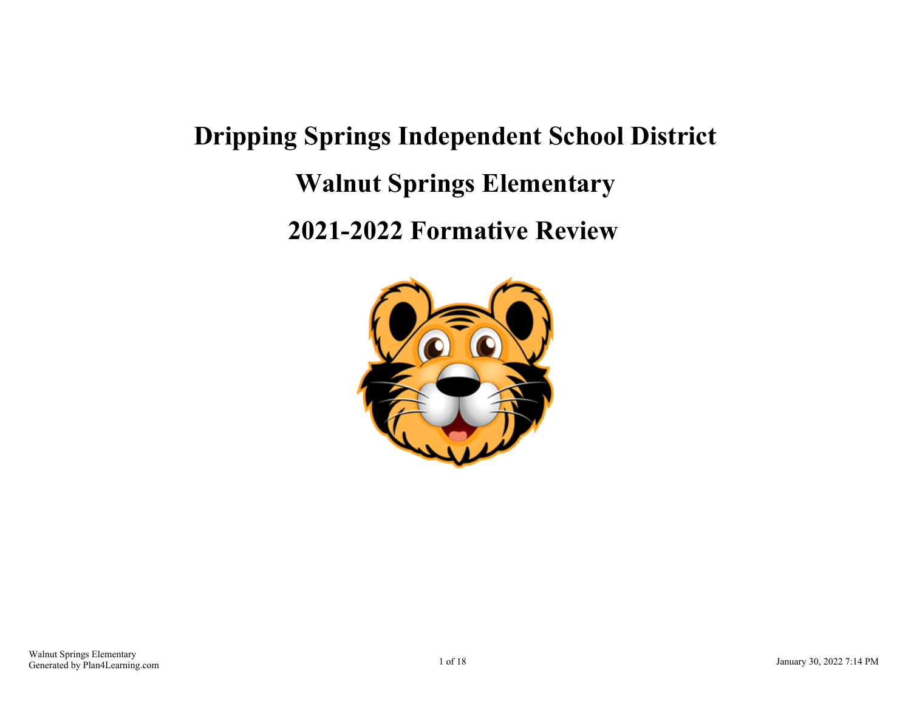# Dripping Springs Independent School District

# Walnut Springs Elementary

# 2021-2022 Formative Review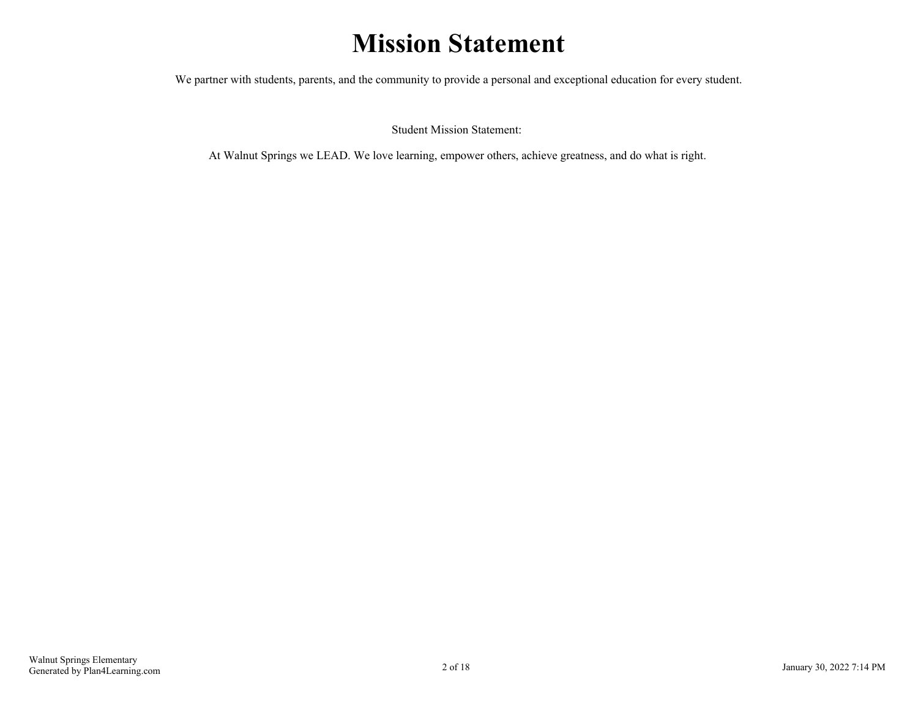# Mission Statement

We partner with students, parents, and the community to provide a personal and exceptional education for every student.

Student Mission Statement:

At Walnut Springs we LEAD. We love learning, empower others, achieve greatness, and do what is right.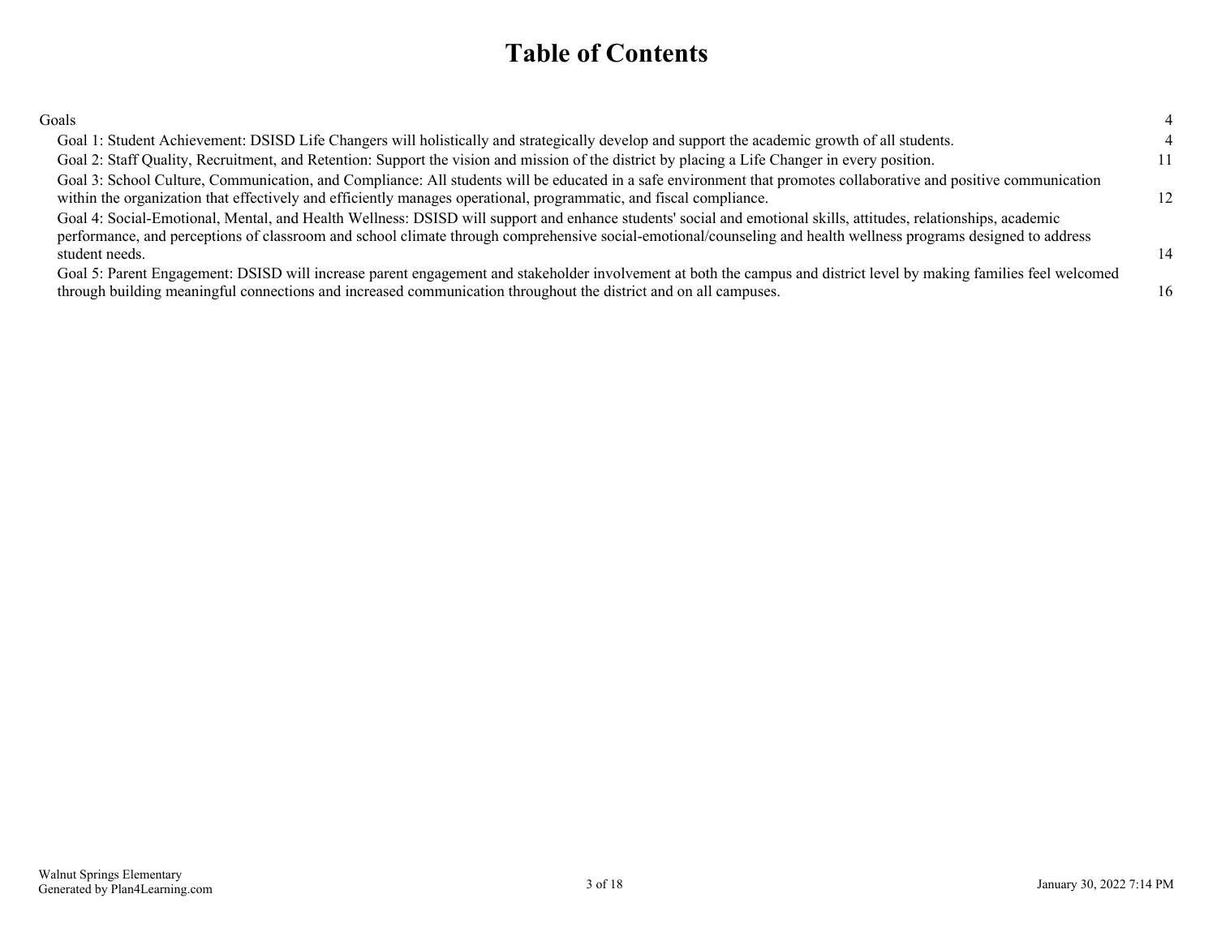# Table of Contents

| | |
|---|---|
| Goals | 4 |
| Goal 1: Student Achievement: DSISD Life Changers will holistically and strategically develop and support the academic growth of all students. | 4 |
| Goal 2: Staff Quality, Recruitment, and Retention: Support the vision and mission of the district by placing a Life Changer in every position. | 11 |
| Goal 3: School Culture, Communication, and Compliance: All students will be educated in a safe environment that promotes collaborative and positive communication within the organization that effectively and efficiently manages operational, programmatic, and fiscal compliance. | 12 |
| Goal 4: Social-Emotional, Mental, and Health Wellness: DSISD will support and enhance students' social and emotional skills, attitudes, relationships, academic performance, and perceptions of classroom and school climate through comprehensive social-emotional/counseling and health wellness programs designed to address student needs. | 14 |
| Goal 5: Parent Engagement: DSISD will increase parent engagement and stakeholder involvement at both the campus and district level by making families feel welcomed through building meaningful connections and increased communication throughout the district and on all campuses. | 16 |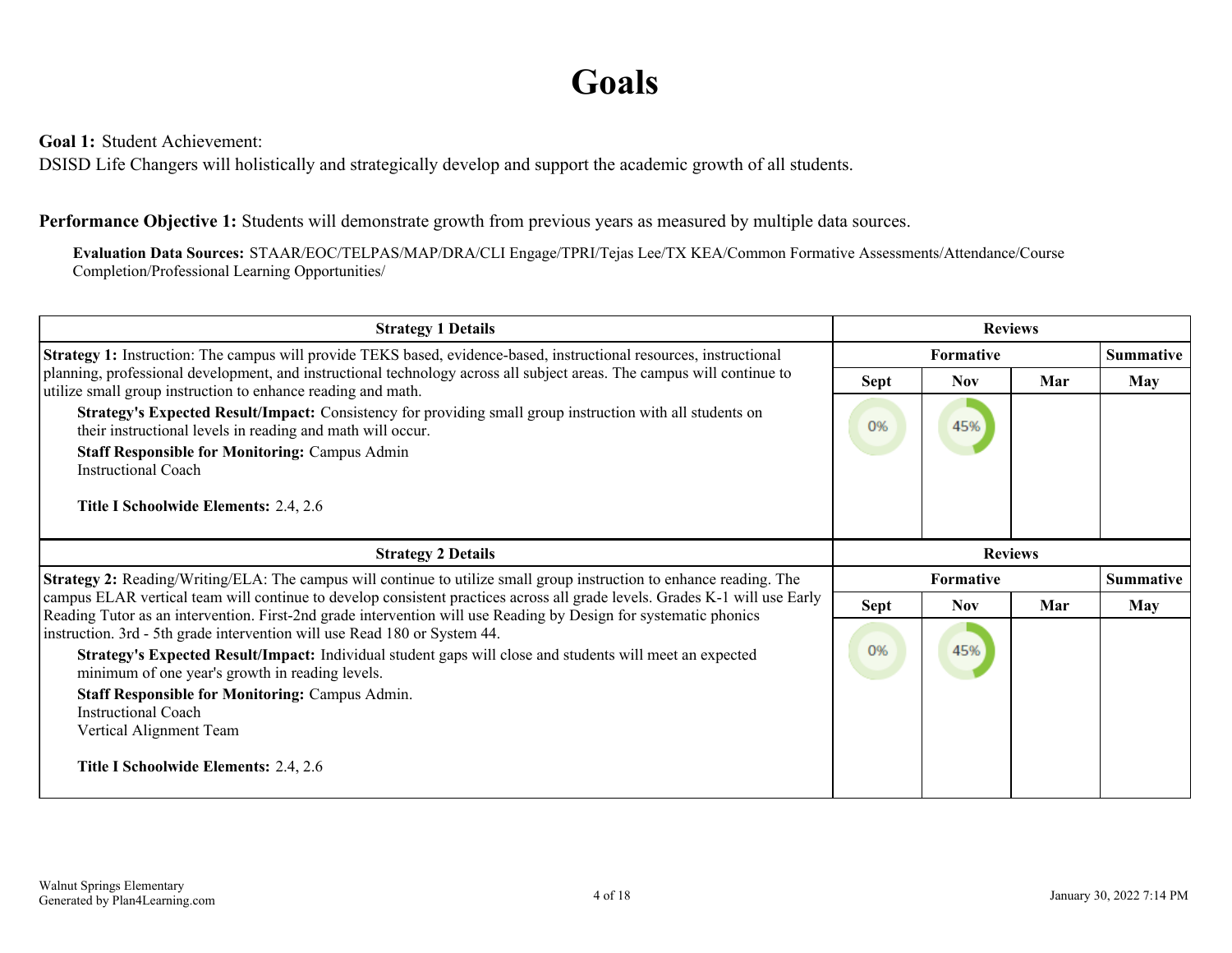# Goals

**Goal 1:** Student Achievement:
DSISD Life Changers will holistically and strategically develop and support the academic growth of all students.

**Performance Objective 1:** Students will demonstrate growth from previous years as measured by multiple data sources.

**Evaluation Data Sources:** STAAR/EOC/TELPAS/MAP/DRA/CLI Engage/TPRI/Tejas Lee/TX KEA/Common Formative Assessments/Attendance/Course Completion/Professional Learning Opportunities/

| Strategy 1 Details | Reviews | | | |
|---|---|---|---|---|
| | Formative | | | Summative |
| | Sept | Nov | Mar | May |
| **Strategy 1:** Instruction: The campus will provide TEKS based, evidence-based, instructional resources, instructional planning, professional development, and instructional technology across all subject areas. The campus will continue to utilize small group instruction to enhance reading and math.<br>**Strategy's Expected Result/Impact:** Consistency for providing small group instruction with all students on their instructional levels in reading and math will occur.<br>**Staff Responsible for Monitoring:** Campus Admin<br>Instructional Coach<br><br>**Title I Schoolwide Elements:** 2.4, 2.6 | 0% | 45% | | |

| Strategy 2 Details | Reviews | | | |
|---|---|---|---|---|
| | Formative | | | Summative |
| | Sept | Nov | Mar | May |
| **Strategy 2:** Reading/Writing/ELA: The campus will continue to utilize small group instruction to enhance reading. The campus ELAR vertical team will continue to develop consistent practices across all grade levels. Grades K-1 will use Early Reading Tutor as an intervention. First-2nd grade intervention will use Reading by Design for systematic phonics instruction. 3rd - 5th grade intervention will use Read 180 or System 44.<br>**Strategy's Expected Result/Impact:** Individual student gaps will close and students will meet an expected minimum of one year's growth in reading levels.<br>**Staff Responsible for Monitoring:** Campus Admin.<br>Instructional Coach<br>Vertical Alignment Team<br><br>**Title I Schoolwide Elements:** 2.4, 2.6 | 0% | 45% | | |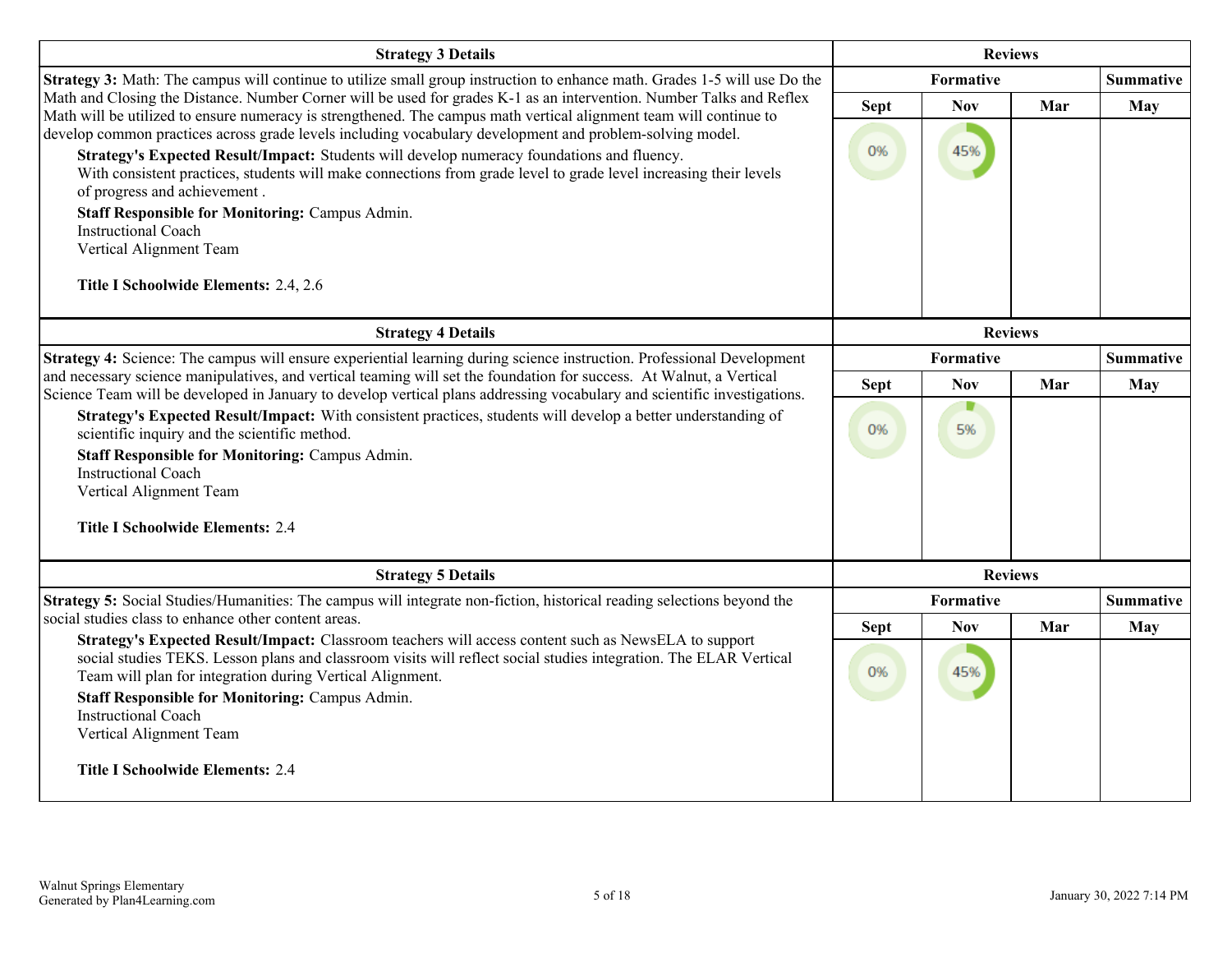| Strategy 3 Details | Reviews | | | |
|---|---|---|---|---|
| | Formative | | | Summative |
| | Sept | Nov | Mar | May |
| **Strategy 3:** Math: The campus will continue to utilize small group instruction to enhance math. Grades 1-5 will use Do the Math and Closing the Distance. Number Corner will be used for grades K-1 as an intervention. Number Talks and Reflex Math will be utilized to ensure numeracy is strengthened. The campus math vertical alignment team will continue to develop common practices across grade levels including vocabulary development and problem-solving model.<br>**Strategy's Expected Result/Impact:** Students will develop numeracy foundations and fluency.<br>With consistent practices, students will make connections from grade level to grade level increasing their levels of progress and achievement .<br>**Staff Responsible for Monitoring:** Campus Admin.<br>Instructional Coach<br>Vertical Alignment Team<br><br>**Title I Schoolwide Elements:** 2.4, 2.6 | 0% | 45% | | |

| Strategy 4 Details | Reviews | | | |
|---|---|---|---|---|
| | Formative | | | Summative |
| | Sept | Nov | Mar | May |
| **Strategy 4:** Science: The campus will ensure experiential learning during science instruction. Professional Development and necessary science manipulatives, and vertical teaming will set the foundation for success. At Walnut, a Vertical Science Team will be developed in January to develop vertical plans addressing vocabulary and scientific investigations.<br>**Strategy's Expected Result/Impact:** With consistent practices, students will develop a better understanding of scientific inquiry and the scientific method.<br>**Staff Responsible for Monitoring:** Campus Admin.<br>Instructional Coach<br>Vertical Alignment Team<br><br>**Title I Schoolwide Elements:** 2.4 | 0% | 5% | | |

| Strategy 5 Details | Reviews | | | |
|---|---|---|---|---|
| | Formative | | | Summative |
| | Sept | Nov | Mar | May |
| **Strategy 5:** Social Studies/Humanities: The campus will integrate non-fiction, historical reading selections beyond the social studies class to enhance other content areas.<br>**Strategy's Expected Result/Impact:** Classroom teachers will access content such as NewsELA to support social studies TEKS. Lesson plans and classroom visits will reflect social studies integration. The ELAR Vertical Team will plan for integration during Vertical Alignment.<br>**Staff Responsible for Monitoring:** Campus Admin.<br>Instructional Coach<br>Vertical Alignment Team<br><br>**Title I Schoolwide Elements:** 2.4 | 0% | 45% | | |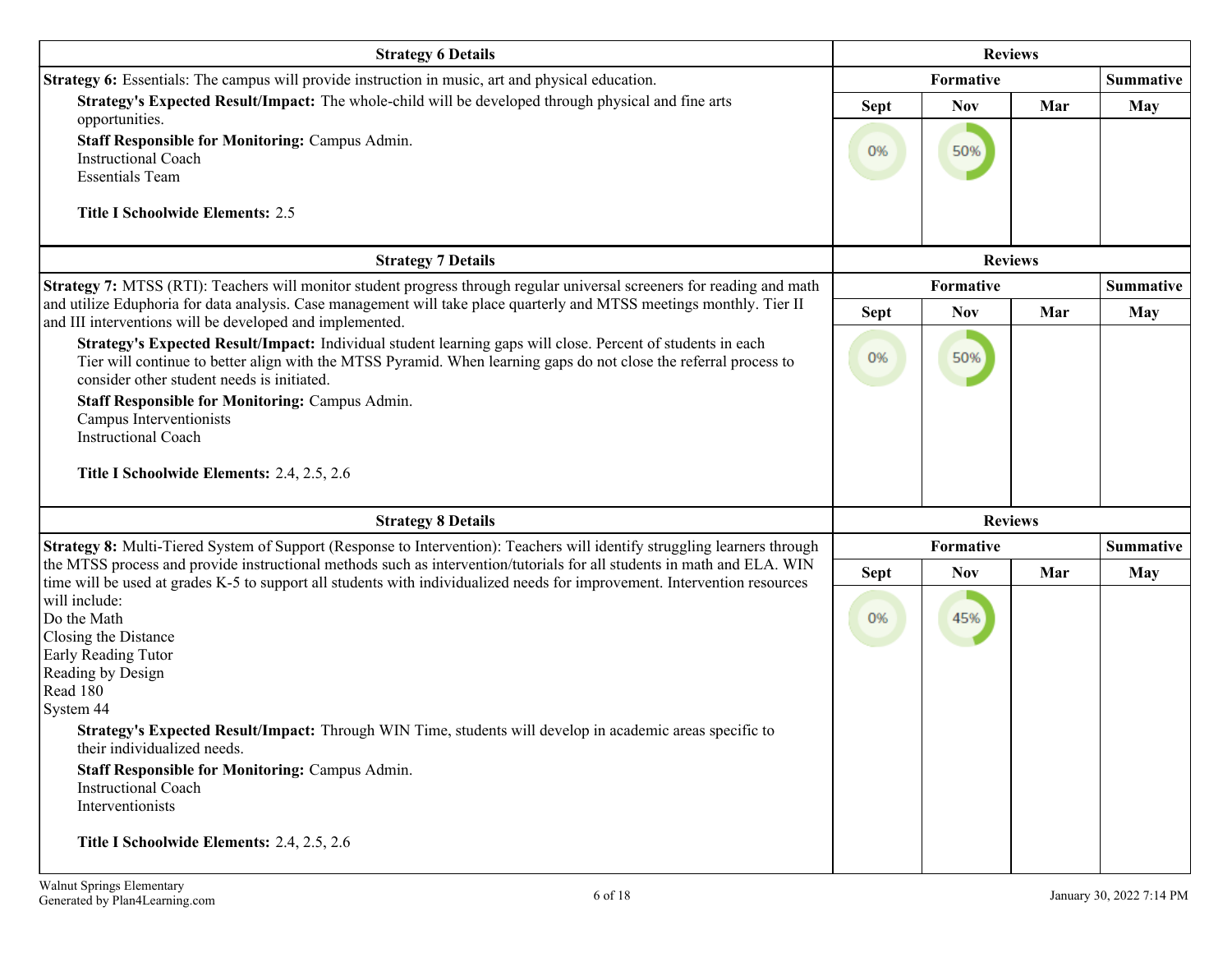| Strategy 6 Details | Reviews | | | |
|---|---|---|---|---|
| **Strategy 6:** Essentials: The campus will provide instruction in music, art and physical education. | Formative | | | Summative |
| **Strategy's Expected Result/Impact:** The whole-child will be developed through physical and fine arts opportunities.<br>**Staff Responsible for Monitoring:** Campus Admin.<br>Instructional Coach<br>Essentials Team<br><br>**Title I Schoolwide Elements:** 2.5 | Sept | Nov | Mar | May |
| | 0% | 50% | | |

| Strategy 7 Details | Reviews | | | |
|---|---|---|---|---|
| **Strategy 7:** MTSS (RTI): Teachers will monitor student progress through regular universal screeners for reading and math and utilize Eduphoria for data analysis. Case management will take place quarterly and MTSS meetings monthly. Tier II and III interventions will be developed and implemented. | Formative | | | Summative |
| **Strategy's Expected Result/Impact:** Individual student learning gaps will close. Percent of students in each Tier will continue to better align with the MTSS Pyramid. When learning gaps do not close the referral process to consider other student needs is initiated.<br>**Staff Responsible for Monitoring:** Campus Admin.<br>Campus Interventionists<br>Instructional Coach<br><br>**Title I Schoolwide Elements:** 2.4, 2.5, 2.6 | Sept | Nov | Mar | May |
| | 0% | 50% | | |

| Strategy 8 Details | Reviews | | | |
|---|---|---|---|---|
| **Strategy 8:** Multi-Tiered System of Support (Response to Intervention): Teachers will identify struggling learners through the MTSS process and provide instructional methods such as intervention/tutorials for all students in math and ELA. WIN time will be used at grades K-5 to support all students with individualized needs for improvement. Intervention resources will include:<br>Do the Math<br>Closing the Distance<br>Early Reading Tutor<br>Reading by Design<br>Read 180<br>System 44 | Formative | | | Summative |
| **Strategy's Expected Result/Impact:** Through WIN Time, students will develop in academic areas specific to their individualized needs.<br>**Staff Responsible for Monitoring:** Campus Admin.<br>Instructional Coach<br>Interventionists<br><br>**Title I Schoolwide Elements:** 2.4, 2.5, 2.6 | Sept | Nov | Mar | May |
| | 0% | 45% | | |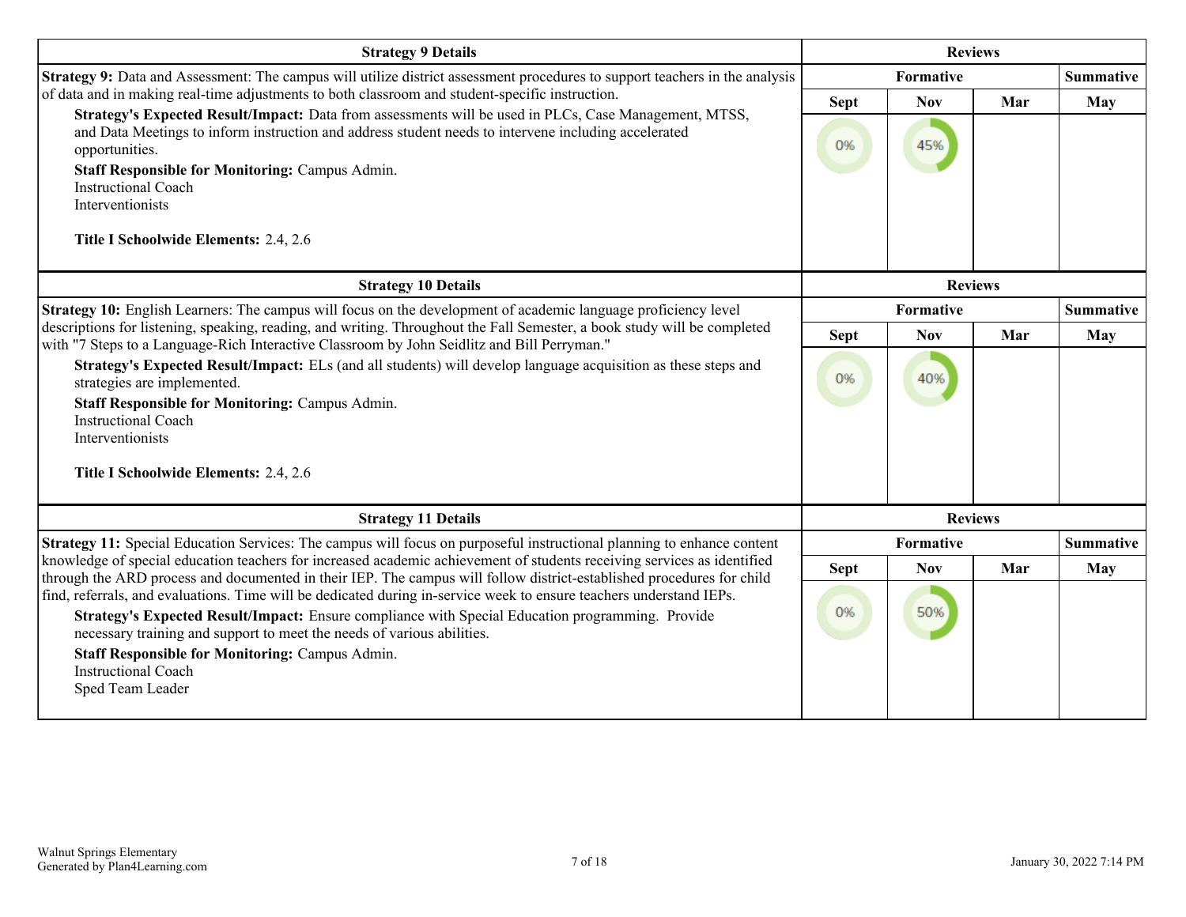| Strategy 9 Details | Reviews | | | |
|---|---|---|---|---|
| | Formative | | | Summative |
| | Sept | Nov | Mar | May |
| **Strategy 9:** Data and Assessment: The campus will utilize district assessment procedures to support teachers in the analysis of data and in making real-time adjustments to both classroom and student-specific instruction.<br>**Strategy's Expected Result/Impact:** Data from assessments will be used in PLCs, Case Management, MTSS, and Data Meetings to inform instruction and address student needs to intervene including accelerated opportunities.<br>**Staff Responsible for Monitoring:** Campus Admin.<br>Instructional Coach<br>Interventionists<br><br>**Title I Schoolwide Elements:** 2.4, 2.6 | 0% | 45% | | |

| Strategy 10 Details | Reviews | | | |
|---|---|---|---|---|
| | Formative | | | Summative |
| | Sept | Nov | Mar | May |
| **Strategy 10:** English Learners: The campus will focus on the development of academic language proficiency level descriptions for listening, speaking, reading, and writing. Throughout the Fall Semester, a book study will be completed with "7 Steps to a Language-Rich Interactive Classroom by John Seidlitz and Bill Perryman."<br>**Strategy's Expected Result/Impact:** ELs (and all students) will develop language acquisition as these steps and strategies are implemented.<br>**Staff Responsible for Monitoring:** Campus Admin.<br>Instructional Coach<br>Interventionists<br><br>**Title I Schoolwide Elements:** 2.4, 2.6 | 0% | 40% | | |

| Strategy 11 Details | Reviews | | | |
|---|---|---|---|---|
| | Formative | | | Summative |
| | Sept | Nov | Mar | May |
| **Strategy 11:** Special Education Services: The campus will focus on purposeful instructional planning to enhance content knowledge of special education teachers for increased academic achievement of students receiving services as identified through the ARD process and documented in their IEP. The campus will follow district-established procedures for child find, referrals, and evaluations. Time will be dedicated during in-service week to ensure teachers understand IEPs.<br>**Strategy's Expected Result/Impact:** Ensure compliance with Special Education programming. Provide necessary training and support to meet the needs of various abilities.<br>**Staff Responsible for Monitoring:** Campus Admin.<br>Instructional Coach<br>Sped Team Leader | 0% | 50% | | |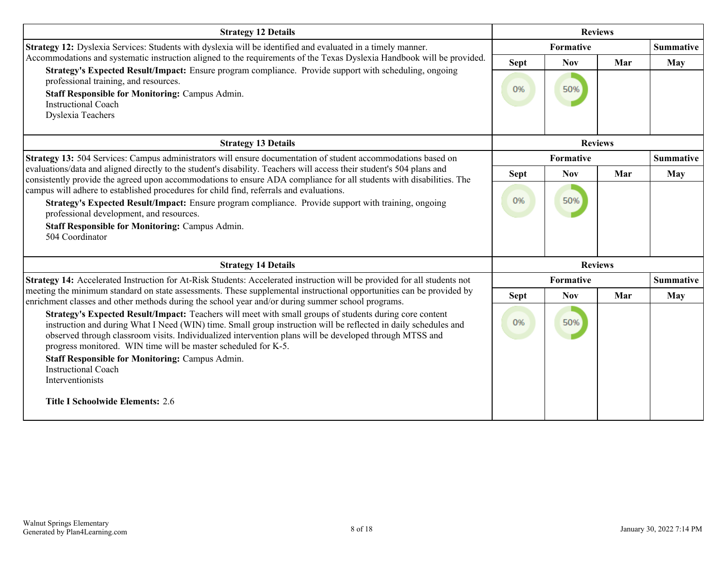| Strategy 12 Details | Reviews | | | |
|---|---|---|---|---|
| | Formative | | | Summative |
| | Sept | Nov | Mar | May |
| **Strategy 12:** Dyslexia Services: Students with dyslexia will be identified and evaluated in a timely manner. Accommodations and systematic instruction aligned to the requirements of the Texas Dyslexia Handbook will be provided.<br>**Strategy's Expected Result/Impact:** Ensure program compliance. Provide support with scheduling, ongoing professional training, and resources.<br>**Staff Responsible for Monitoring:** Campus Admin.<br>Instructional Coach<br>Dyslexia Teachers | 0% | 50% | | |

| Strategy 13 Details | Reviews | | | |
|---|---|---|---|---|
| | Formative | | | Summative |
| | Sept | Nov | Mar | May |
| **Strategy 13:** 504 Services: Campus administrators will ensure documentation of student accommodations based on evaluations/data and aligned directly to the student's disability. Teachers will access their student's 504 plans and consistently provide the agreed upon accommodations to ensure ADA compliance for all students with disabilities. The campus will adhere to established procedures for child find, referrals and evaluations.<br>**Strategy's Expected Result/Impact:** Ensure program compliance. Provide support with training, ongoing professional development, and resources.<br>**Staff Responsible for Monitoring:** Campus Admin.<br>504 Coordinator | 0% | 50% | | |

| Strategy 14 Details | Reviews | | | |
|---|---|---|---|---|
| | Formative | | | Summative |
| | Sept | Nov | Mar | May |
| **Strategy 14:** Accelerated Instruction for At-Risk Students: Accelerated instruction will be provided for all students not meeting the minimum standard on state assessments. These supplemental instructional opportunities can be provided by enrichment classes and other methods during the school year and/or during summer school programs.<br>**Strategy's Expected Result/Impact:** Teachers will meet with small groups of students during core content instruction and during What I Need (WIN) time. Small group instruction will be reflected in daily schedules and observed through classroom visits. Individualized intervention plans will be developed through MTSS and progress monitored. WIN time will be master scheduled for K-5.<br>**Staff Responsible for Monitoring:** Campus Admin.<br>Instructional Coach<br>Interventionists<br><br>**Title I Schoolwide Elements:** 2.6 | 0% | 50% | | |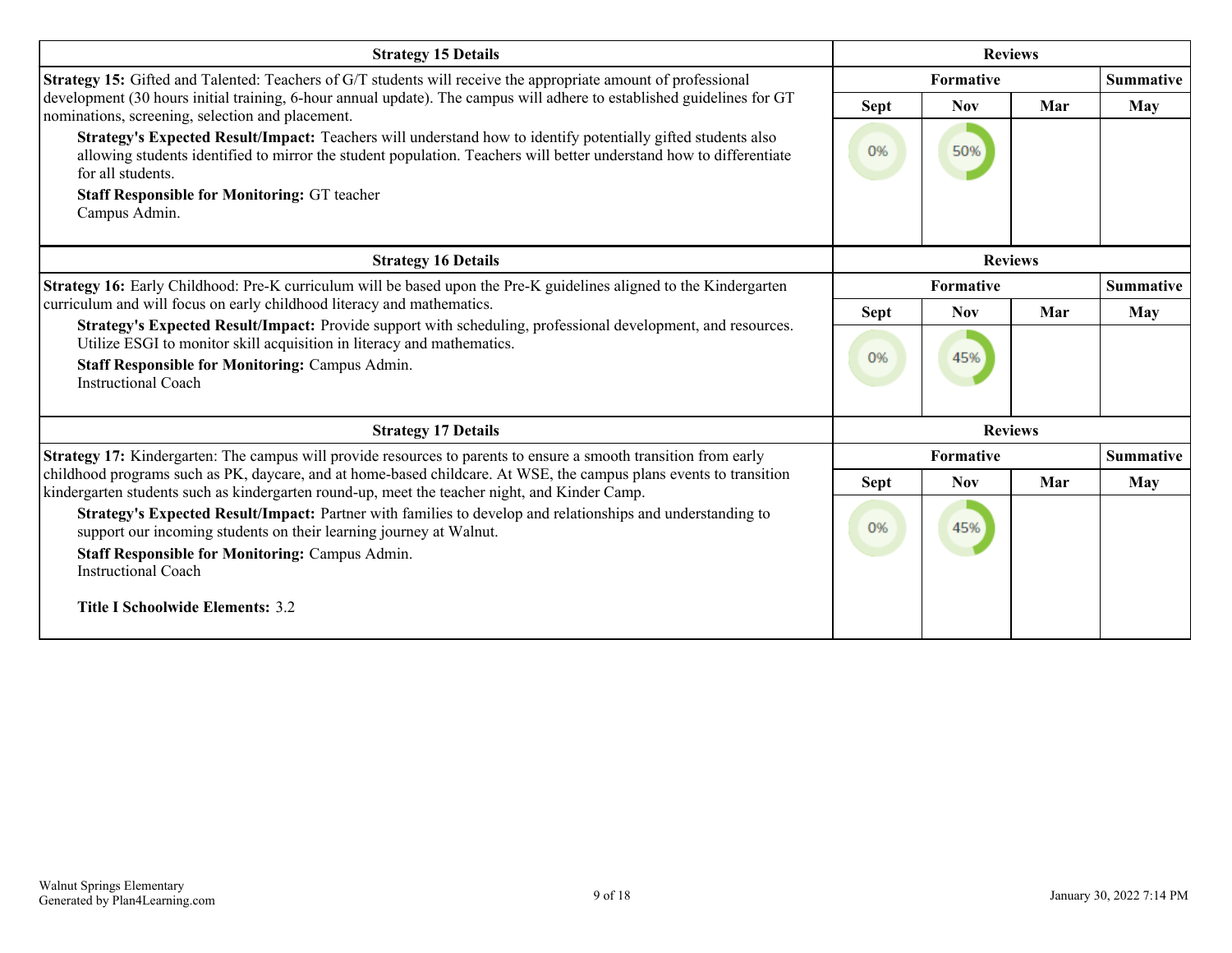| Strategy 15 Details | Reviews | | | |
|---|---|---|---|---|
| | Formative | | | Summative |
| | Sept | Nov | Mar | May |
| **Strategy 15:** Gifted and Talented: Teachers of G/T students will receive the appropriate amount of professional development (30 hours initial training, 6-hour annual update). The campus will adhere to established guidelines for GT nominations, screening, selection and placement.<br>**Strategy's Expected Result/Impact:** Teachers will understand how to identify potentially gifted students also allowing students identified to mirror the student population. Teachers will better understand how to differentiate for all students.<br>**Staff Responsible for Monitoring:** GT teacher<br>Campus Admin. | 0% | 50% | | |

| Strategy 16 Details | Reviews | | | |
|---|---|---|---|---|
| | Formative | | | Summative |
| | Sept | Nov | Mar | May |
| **Strategy 16:** Early Childhood: Pre-K curriculum will be based upon the Pre-K guidelines aligned to the Kindergarten curriculum and will focus on early childhood literacy and mathematics.<br>**Strategy's Expected Result/Impact:** Provide support with scheduling, professional development, and resources. Utilize ESGI to monitor skill acquisition in literacy and mathematics.<br>**Staff Responsible for Monitoring:** Campus Admin.<br>Instructional Coach | 0% | 45% | | |

| Strategy 17 Details | Reviews | | | |
|---|---|---|---|---|
| | Formative | | | Summative |
| | Sept | Nov | Mar | May |
| **Strategy 17:** Kindergarten: The campus will provide resources to parents to ensure a smooth transition from early childhood programs such as PK, daycare, and at home-based childcare. At WSE, the campus plans events to transition kindergarten students such as kindergarten round-up, meet the teacher night, and Kinder Camp.<br>**Strategy's Expected Result/Impact:** Partner with families to develop and relationships and understanding to support our incoming students on their learning journey at Walnut.<br>**Staff Responsible for Monitoring:** Campus Admin.<br>Instructional Coach<br><br>**Title I Schoolwide Elements:** 3.2 | 0% | 45% | | |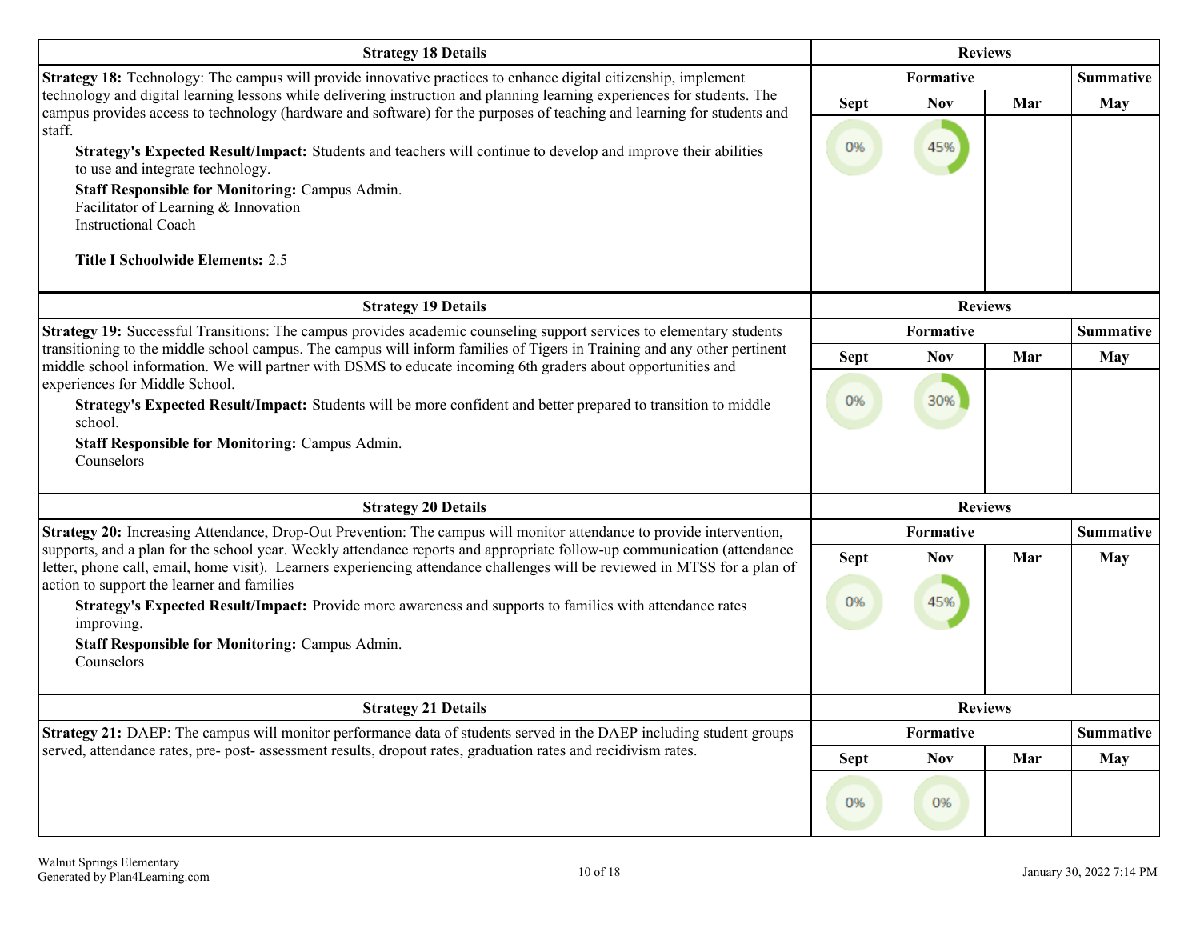| Strategy 18 Details | Reviews | | | |
|---|---|---|---|---|
| **Strategy 18:** Technology: The campus will provide innovative practices to enhance digital citizenship, implement technology and digital learning lessons while delivering instruction and planning learning experiences for students. The campus provides access to technology (hardware and software) for the purposes of teaching and learning for students and staff.<br>**Strategy's Expected Result/Impact:** Students and teachers will continue to develop and improve their abilities to use and integrate technology.<br>**Staff Responsible for Monitoring:** Campus Admin.<br>Facilitator of Learning & Innovation<br>Instructional Coach<br><br>**Title I Schoolwide Elements:** 2.5 | Formative | | | Summative |
| | Sept | Nov | Mar | May |
| | 0% | 45% | | |

| Strategy 19 Details | Reviews | | | |
|---|---|---|---|---|
| **Strategy 19:** Successful Transitions: The campus provides academic counseling support services to elementary students transitioning to the middle school campus. The campus will inform families of Tigers in Training and any other pertinent middle school information. We will partner with DSMS to educate incoming 6th graders about opportunities and experiences for Middle School.<br>**Strategy's Expected Result/Impact:** Students will be more confident and better prepared to transition to middle school.<br>**Staff Responsible for Monitoring:** Campus Admin.<br>Counselors | Formative | | | Summative |
| | Sept | Nov | Mar | May |
| | 0% | 30% | | |

| Strategy 20 Details | Reviews | | | |
|---|---|---|---|---|
| **Strategy 20:** Increasing Attendance, Drop-Out Prevention: The campus will monitor attendance to provide intervention, supports, and a plan for the school year. Weekly attendance reports and appropriate follow-up communication (attendance letter, phone call, email, home visit). Learners experiencing attendance challenges will be reviewed in MTSS for a plan of action to support the learner and families<br>**Strategy's Expected Result/Impact:** Provide more awareness and supports to families with attendance rates improving.<br>**Staff Responsible for Monitoring:** Campus Admin.<br>Counselors | Formative | | | Summative |
| | Sept | Nov | Mar | May |
| | 0% | 45% | | |

| Strategy 21 Details | Reviews | | | |
|---|---|---|---|---|
| **Strategy 21:** DAEP: The campus will monitor performance data of students served in the DAEP including student groups served, attendance rates, pre- post- assessment results, dropout rates, graduation rates and recidivism rates. | Formative | | | Summative |
| | Sept | Nov | Mar | May |
| | 0% | 0% | | |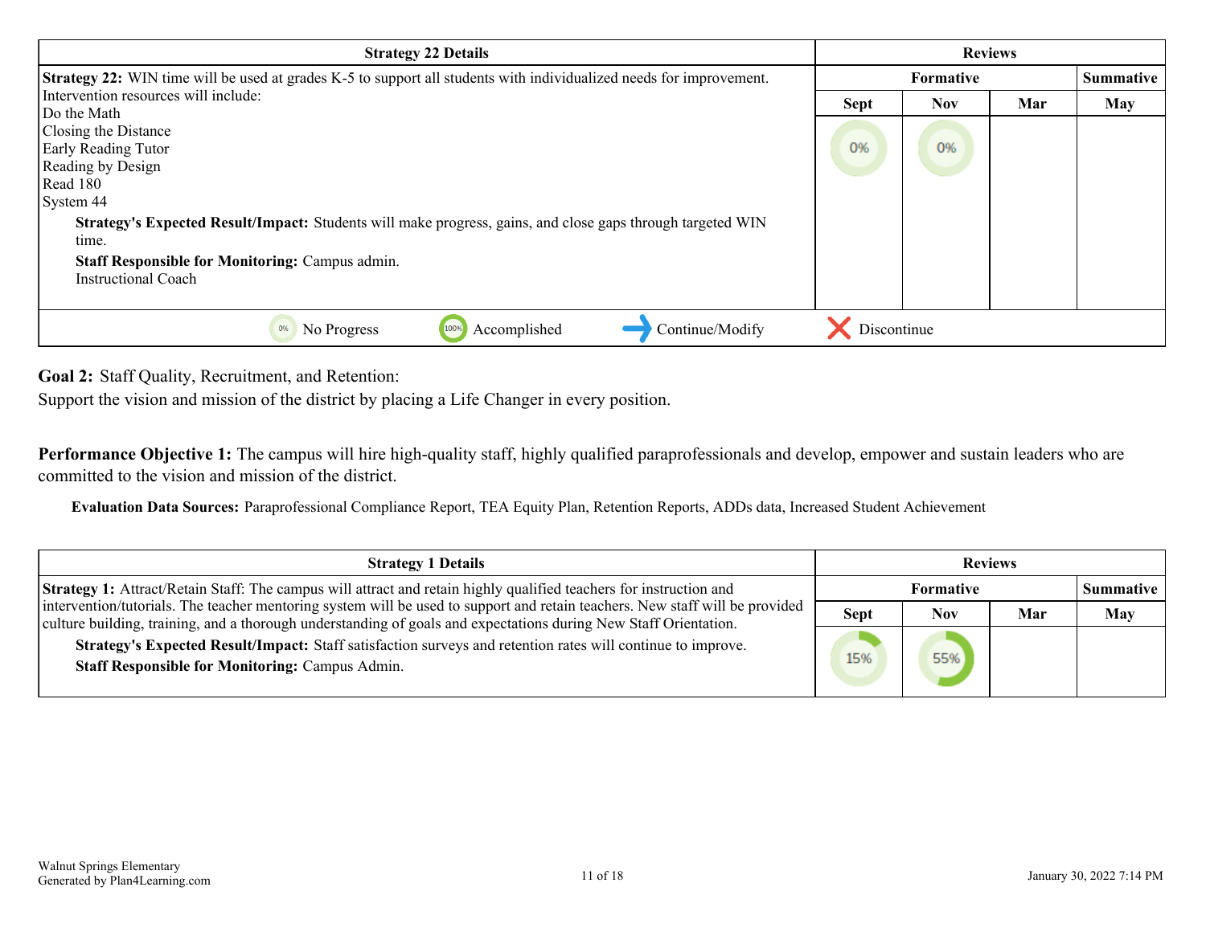| Strategy 22 Details | Reviews | | | |
|---|---|---|---|---|
| | Formative | | | Summative |
| | Sept | Nov | Mar | May |
| **Strategy 22:** WIN time will be used at grades K-5 to support all students with individualized needs for improvement.<br>Intervention resources will include:<br>Do the Math<br>Closing the Distance<br>Early Reading Tutor<br>Reading by Design<br>Read 180<br>System 44<br>**Strategy's Expected Result/Impact:** Students will make progress, gains, and close gaps through targeted WIN time.<br>**Staff Responsible for Monitoring:** Campus admin.<br>Instructional Coach | 0% | 0% | | |

0% No Progress | 100% Accomplished | → Continue/Modify | ✕ Discontinue

**Goal 2:** Staff Quality, Recruitment, and Retention:
Support the vision and mission of the district by placing a Life Changer in every position.

**Performance Objective 1:** The campus will hire high-quality staff, highly qualified paraprofessionals and develop, empower and sustain leaders who are committed to the vision and mission of the district.

**Evaluation Data Sources:** Paraprofessional Compliance Report, TEA Equity Plan, Retention Reports, ADDs data, Increased Student Achievement

| Strategy 1 Details | Reviews | | | |
|---|---|---|---|---|
| | Formative | | | Summative |
| | Sept | Nov | Mar | May |
| **Strategy 1:** Attract/Retain Staff: The campus will attract and retain highly qualified teachers for instruction and intervention/tutorials. The teacher mentoring system will be used to support and retain teachers. New staff will be provided culture building, training, and a thorough understanding of goals and expectations during New Staff Orientation.<br>**Strategy's Expected Result/Impact:** Staff satisfaction surveys and retention rates will continue to improve.<br>**Staff Responsible for Monitoring:** Campus Admin. | 15% | 55% | | |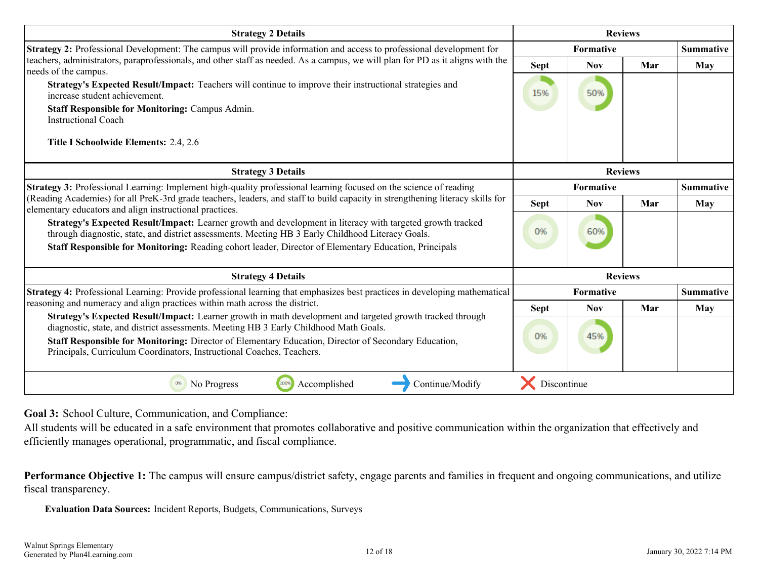| Strategy 2 Details | Reviews | | | |
|---|---|---|---|---|
| | Formative | | | Summative |
| **Strategy 2:** Professional Development: The campus will provide information and access to professional development for teachers, administrators, paraprofessionals, and other staff as needed. As a campus, we will plan for PD as it aligns with the needs of the campus.<br>**Strategy's Expected Result/Impact:** Teachers will continue to improve their instructional strategies and increase student achievement.<br>**Staff Responsible for Monitoring:** Campus Admin.<br>Instructional Coach<br><br>**Title I Schoolwide Elements:** 2.4, 2.6 | Sept | Nov | Mar | May |
| | 15% | 50% | | |

| Strategy 3 Details | Reviews | | | |
|---|---|---|---|---|
| | Formative | | | Summative |
| **Strategy 3:** Professional Learning: Implement high-quality professional learning focused on the science of reading (Reading Academies) for all PreK-3rd grade teachers, leaders, and staff to build capacity in strengthening literacy skills for elementary educators and align instructional practices.<br>**Strategy's Expected Result/Impact:** Learner growth and development in literacy with targeted growth tracked through diagnostic, state, and district assessments. Meeting HB 3 Early Childhood Literacy Goals.<br>**Staff Responsible for Monitoring:** Reading cohort leader, Director of Elementary Education, Principals | Sept | Nov | Mar | May |
| | 0% | 60% | | |

| Strategy 4 Details | Reviews | | | |
|---|---|---|---|---|
| | Formative | | | Summative |
| **Strategy 4:** Professional Learning: Provide professional learning that emphasizes best practices in developing mathematical reasoning and numeracy and align practices within math across the district.<br>**Strategy's Expected Result/Impact:** Learner growth in math development and targeted growth tracked through diagnostic, state, and district assessments. Meeting HB 3 Early Childhood Math Goals.<br>**Staff Responsible for Monitoring:** Director of Elementary Education, Director of Secondary Education, Principals, Curriculum Coordinators, Instructional Coaches, Teachers. | Sept | Nov | Mar | May |
| | 0% | 45% | | |

0% No Progress | 100% Accomplished | → Continue/Modify | ✗ Discontinue

**Goal 3:** School Culture, Communication, and Compliance:
All students will be educated in a safe environment that promotes collaborative and positive communication within the organization that effectively and efficiently manages operational, programmatic, and fiscal compliance.

**Performance Objective 1:** The campus will ensure campus/district safety, engage parents and families in frequent and ongoing communications, and utilize fiscal transparency.

**Evaluation Data Sources:** Incident Reports, Budgets, Communications, Surveys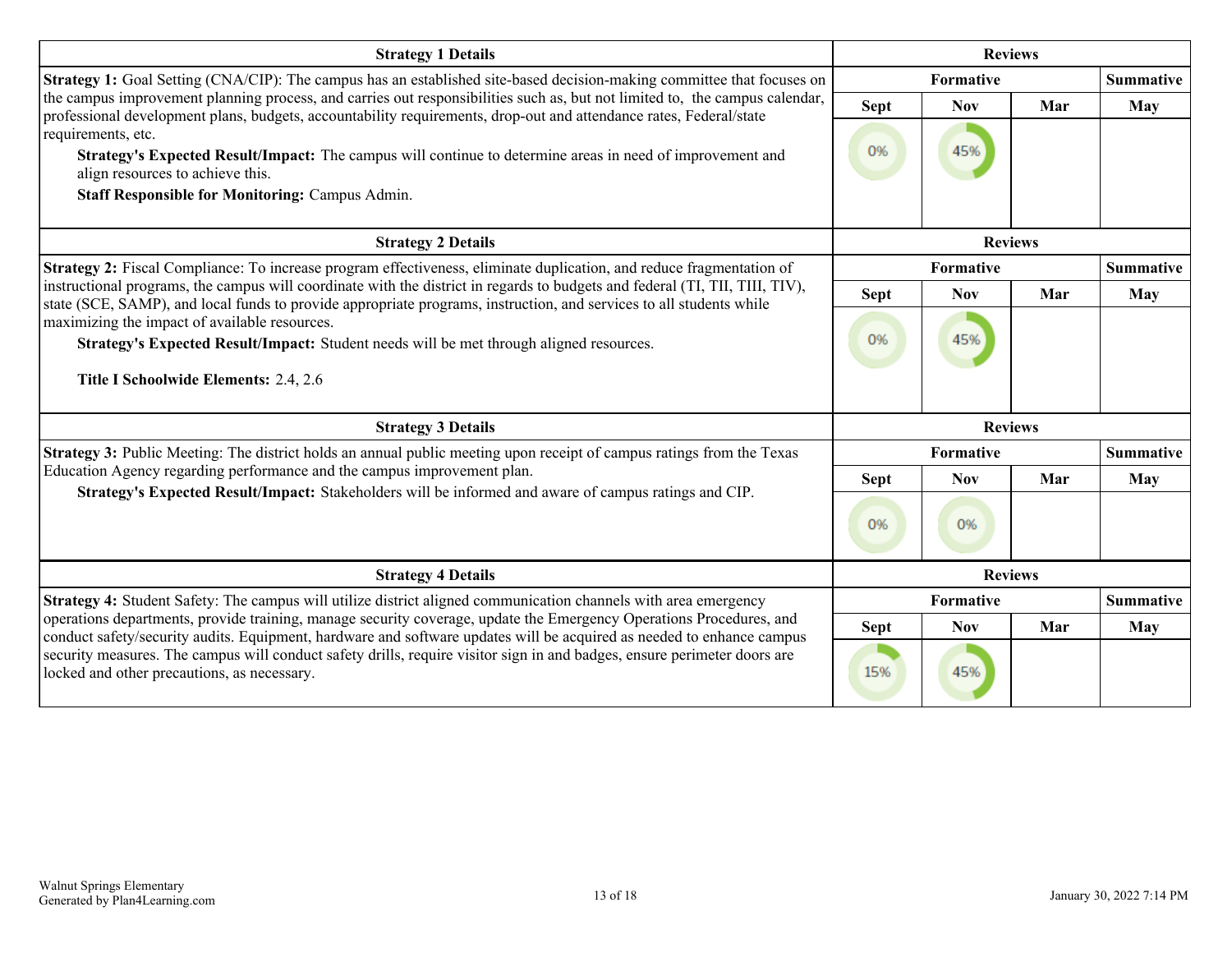| Strategy 1 Details | Reviews | | | |
|---|---|---|---|---|
| **Strategy 1:** Goal Setting (CNA/CIP): The campus has an established site-based decision-making committee that focuses on the campus improvement planning process, and carries out responsibilities such as, but not limited to, the campus calendar, professional development plans, budgets, accountability requirements, drop-out and attendance rates, Federal/state requirements, etc.<br>**Strategy's Expected Result/Impact:** The campus will continue to determine areas in need of improvement and align resources to achieve this.<br>**Staff Responsible for Monitoring:** Campus Admin. | **Formative** | | | **Summative** |
| | Sept | Nov | Mar | May |
| | 0% | 45% | | |

| Strategy 2 Details | Reviews | | | |
|---|---|---|---|---|
| **Strategy 2:** Fiscal Compliance: To increase program effectiveness, eliminate duplication, and reduce fragmentation of instructional programs, the campus will coordinate with the district in regards to budgets and federal (TI, TII, TIII, TIV), state (SCE, SAMP), and local funds to provide appropriate programs, instruction, and services to all students while maximizing the impact of available resources.<br>**Strategy's Expected Result/Impact:** Student needs will be met through aligned resources.<br>**Title I Schoolwide Elements:** 2.4, 2.6 | **Formative** | | | **Summative** |
| | Sept | Nov | Mar | May |
| | 0% | 45% | | |

| Strategy 3 Details | Reviews | | | |
|---|---|---|---|---|
| **Strategy 3:** Public Meeting: The district holds an annual public meeting upon receipt of campus ratings from the Texas Education Agency regarding performance and the campus improvement plan.<br>**Strategy's Expected Result/Impact:** Stakeholders will be informed and aware of campus ratings and CIP. | **Formative** | | | **Summative** |
| | Sept | Nov | Mar | May |
| | 0% | 0% | | |

| Strategy 4 Details | Reviews | | | |
|---|---|---|---|---|
| **Strategy 4:** Student Safety: The campus will utilize district aligned communication channels with area emergency operations departments, provide training, manage security coverage, update the Emergency Operations Procedures, and conduct safety/security audits. Equipment, hardware and software updates will be acquired as needed to enhance campus security measures. The campus will conduct safety drills, require visitor sign in and badges, ensure perimeter doors are locked and other precautions, as necessary. | **Formative** | | | **Summative** |
| | Sept | Nov | Mar | May |
| | 15% | 45% | | |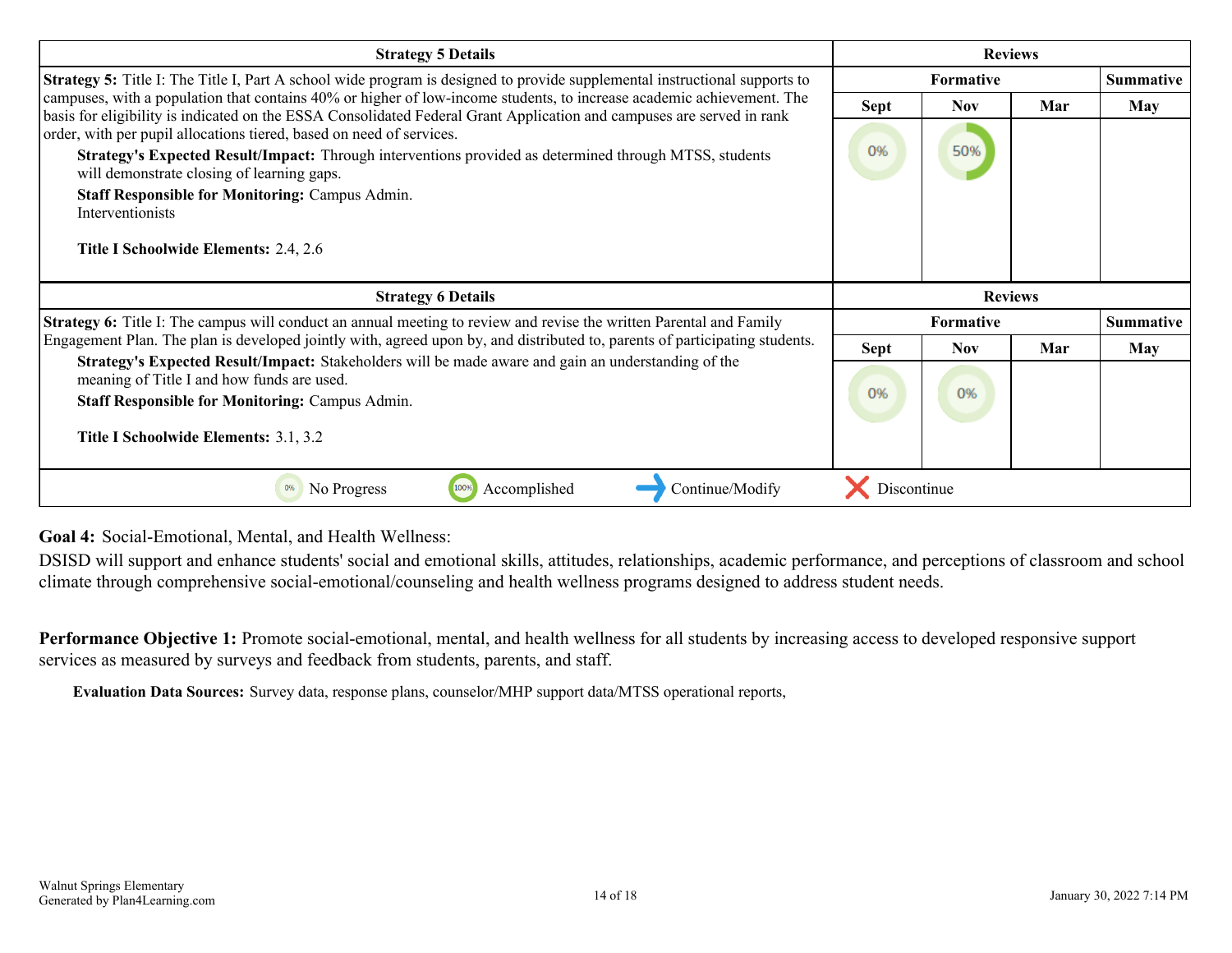| Strategy 5 Details | Reviews | | | |
|---|---|---|---|---|
| | Formative | | | Summative |
| | Sept | Nov | Mar | May |
| **Strategy 5:** Title I: The Title I, Part A school wide program is designed to provide supplemental instructional supports to campuses, with a population that contains 40% or higher of low-income students, to increase academic achievement. The basis for eligibility is indicated on the ESSA Consolidated Federal Grant Application and campuses are served in rank order, with per pupil allocations tiered, based on need of services.<br>**Strategy's Expected Result/Impact:** Through interventions provided as determined through MTSS, students will demonstrate closing of learning gaps.<br>**Staff Responsible for Monitoring:** Campus Admin.<br>Interventionists<br><br>**Title I Schoolwide Elements:** 2.4, 2.6 | 0% | 50% | | |

| Strategy 6 Details | Reviews | | | |
|---|---|---|---|---|
| | Formative | | | Summative |
| | Sept | Nov | Mar | May |
| **Strategy 6:** Title I: The campus will conduct an annual meeting to review and revise the written Parental and Family Engagement Plan. The plan is developed jointly with, agreed upon by, and distributed to, parents of participating students.<br>**Strategy's Expected Result/Impact:** Stakeholders will be made aware and gain an understanding of the meaning of Title I and how funds are used.<br>**Staff Responsible for Monitoring:** Campus Admin.<br><br>**Title I Schoolwide Elements:** 3.1, 3.2 | 0% | 0% | | |

0% No Progress | 100% Accomplished | → Continue/Modify | ✗ Discontinue

**Goal 4:** Social-Emotional, Mental, and Health Wellness:

DSISD will support and enhance students' social and emotional skills, attitudes, relationships, academic performance, and perceptions of classroom and school climate through comprehensive social-emotional/counseling and health wellness programs designed to address student needs.

**Performance Objective 1:** Promote social-emotional, mental, and health wellness for all students by increasing access to developed responsive support services as measured by surveys and feedback from students, parents, and staff.

**Evaluation Data Sources:** Survey data, response plans, counselor/MHP support data/MTSS operational reports,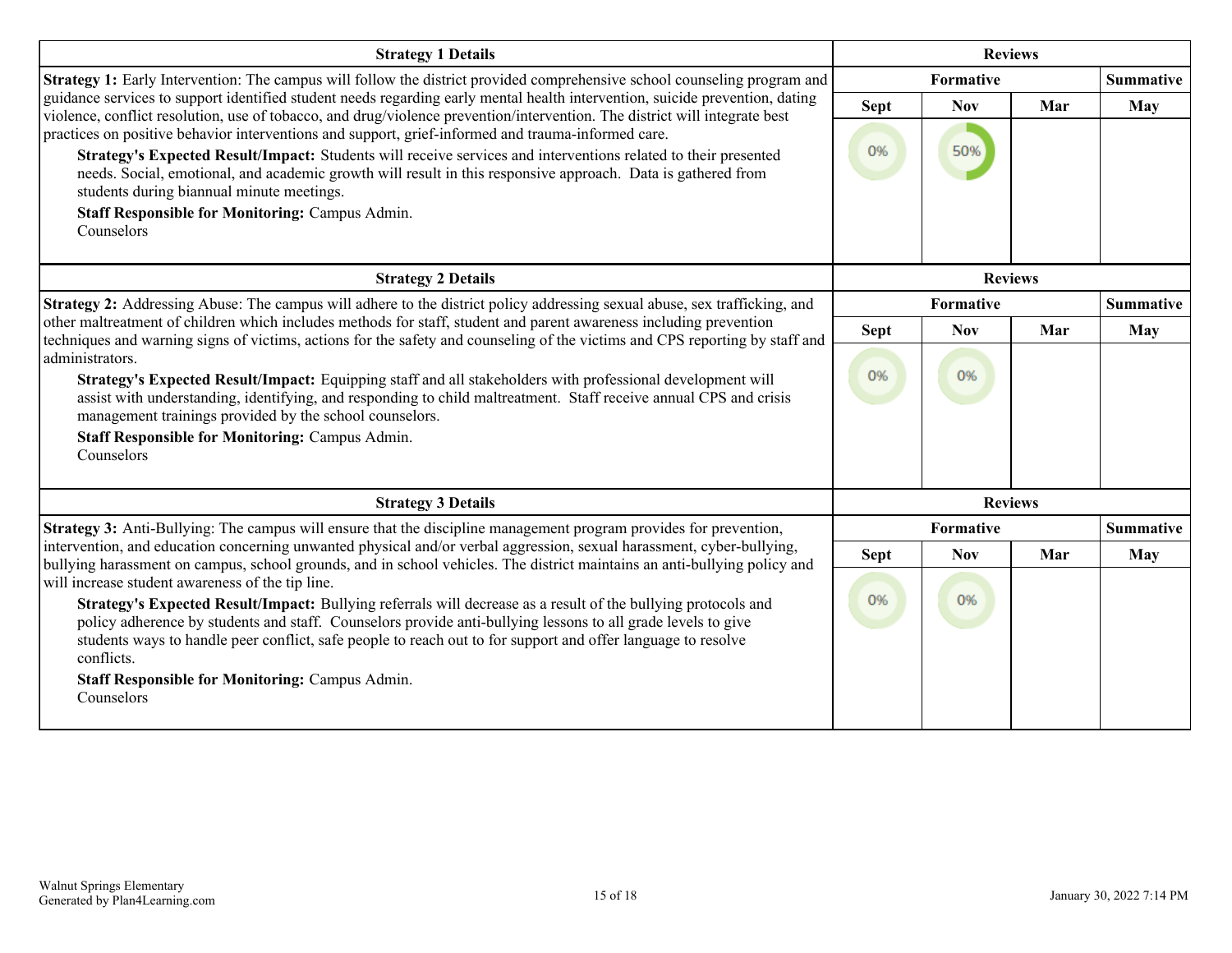| Strategy 1 Details | Reviews | | | |
|---|---|---|---|---|
| | Formative | | | Summative |
| | Sept | Nov | Mar | May |
| **Strategy 1:** Early Intervention: The campus will follow the district provided comprehensive school counseling program and guidance services to support identified student needs regarding early mental health intervention, suicide prevention, dating violence, conflict resolution, use of tobacco, and drug/violence prevention/intervention. The district will integrate best practices on positive behavior interventions and support, grief-informed and trauma-informed care.<br>**Strategy's Expected Result/Impact:** Students will receive services and interventions related to their presented needs. Social, emotional, and academic growth will result in this responsive approach. Data is gathered from students during biannual minute meetings.<br>**Staff Responsible for Monitoring:** Campus Admin.<br>Counselors | 0% | 50% | | |

| Strategy 2 Details | Reviews | | | |
|---|---|---|---|---|
| | Formative | | | Summative |
| | Sept | Nov | Mar | May |
| **Strategy 2:** Addressing Abuse: The campus will adhere to the district policy addressing sexual abuse, sex trafficking, and other maltreatment of children which includes methods for staff, student and parent awareness including prevention techniques and warning signs of victims, actions for the safety and counseling of the victims and CPS reporting by staff and administrators.<br>**Strategy's Expected Result/Impact:** Equipping staff and all stakeholders with professional development will assist with understanding, identifying, and responding to child maltreatment. Staff receive annual CPS and crisis management trainings provided by the school counselors.<br>**Staff Responsible for Monitoring:** Campus Admin.<br>Counselors | 0% | 0% | | |

| Strategy 3 Details | Reviews | | | |
|---|---|---|---|---|
| | Formative | | | Summative |
| | Sept | Nov | Mar | May |
| **Strategy 3:** Anti-Bullying: The campus will ensure that the discipline management program provides for prevention, intervention, and education concerning unwanted physical and/or verbal aggression, sexual harassment, cyber-bullying, bullying harassment on campus, school grounds, and in school vehicles. The district maintains an anti-bullying policy and will increase student awareness of the tip line.<br>**Strategy's Expected Result/Impact:** Bullying referrals will decrease as a result of the bullying protocols and policy adherence by students and staff. Counselors provide anti-bullying lessons to all grade levels to give students ways to handle peer conflict, safe people to reach out to for support and offer language to resolve conflicts.<br>**Staff Responsible for Monitoring:** Campus Admin.<br>Counselors | 0% | 0% | | |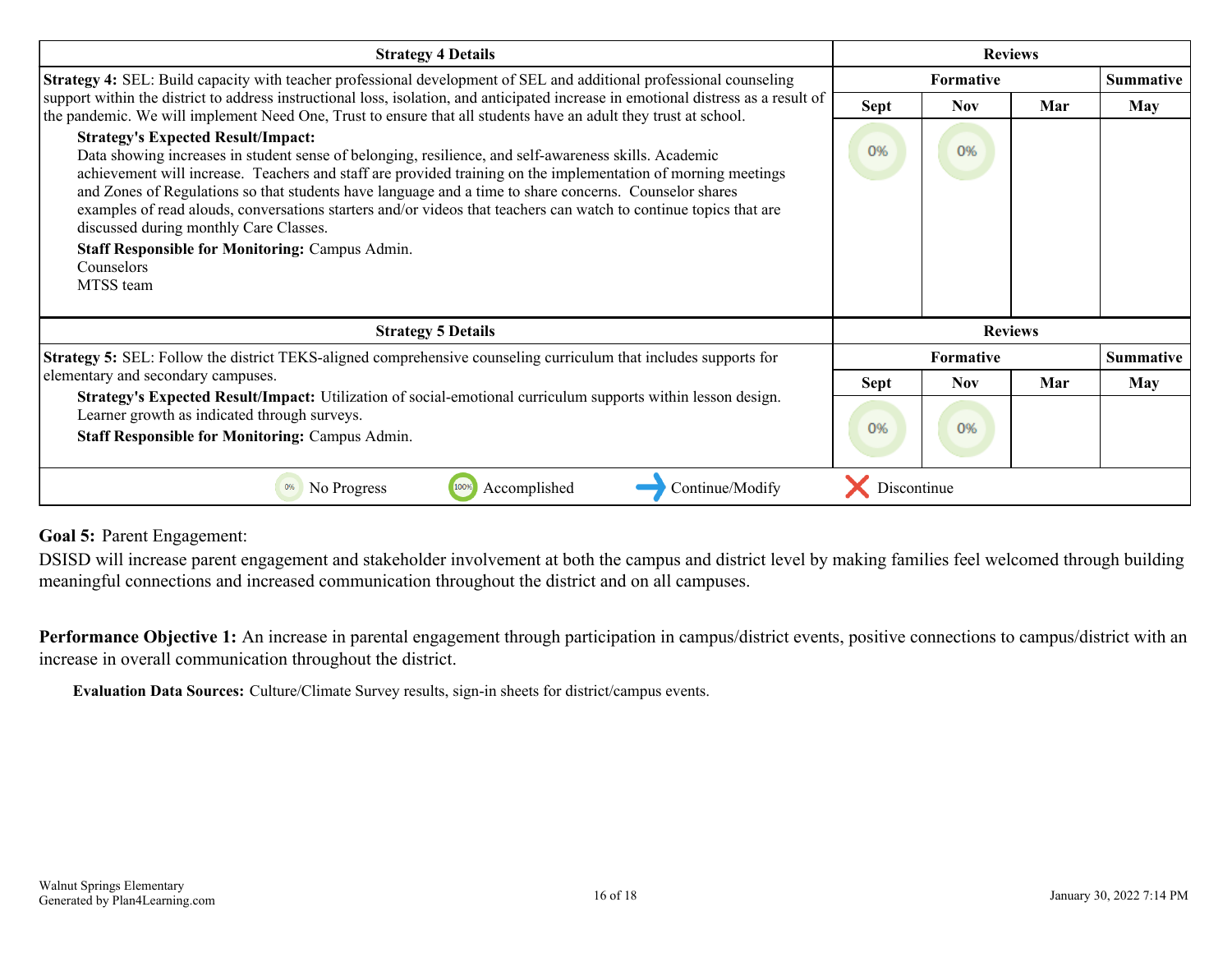| Strategy 4 Details | Reviews | | | |
|---|---|---|---|---|
| | Formative | | | Summative |
| **Strategy 4:** SEL: Build capacity with teacher professional development of SEL and additional professional counseling support within the district to address instructional loss, isolation, and anticipated increase in emotional distress as a result of the pandemic. We will implement Need One, Trust to ensure that all students have an adult they trust at school. <br> **Strategy's Expected Result/Impact:** Data showing increases in student sense of belonging, resilience, and self-awareness skills. Academic achievement will increase. Teachers and staff are provided training on the implementation of morning meetings and Zones of Regulations so that students have language and a time to share concerns. Counselor shares examples of read alouds, conversations starters and/or videos that teachers can watch to continue topics that are discussed during monthly Care Classes. <br> **Staff Responsible for Monitoring:** Campus Admin. <br> Counselors <br> MTSS team | Sept | Nov | Mar | May |
| | 0% | 0% | | |

| Strategy 5 Details | Reviews | | | |
|---|---|---|---|---|
| | Formative | | | Summative |
| **Strategy 5:** SEL: Follow the district TEKS-aligned comprehensive counseling curriculum that includes supports for elementary and secondary campuses. <br> **Strategy's Expected Result/Impact:** Utilization of social-emotional curriculum supports within lesson design. Learner growth as indicated through surveys. <br> **Staff Responsible for Monitoring:** Campus Admin. | Sept | Nov | Mar | May |
| | 0% | 0% | | |

0% No Progress | 100% Accomplished | → Continue/Modify | ✗ Discontinue

**Goal 5:** Parent Engagement:

DSISD will increase parent engagement and stakeholder involvement at both the campus and district level by making families feel welcomed through building meaningful connections and increased communication throughout the district and on all campuses.

**Performance Objective 1:** An increase in parental engagement through participation in campus/district events, positive connections to campus/district with an increase in overall communication throughout the district.

**Evaluation Data Sources:** Culture/Climate Survey results, sign-in sheets for district/campus events.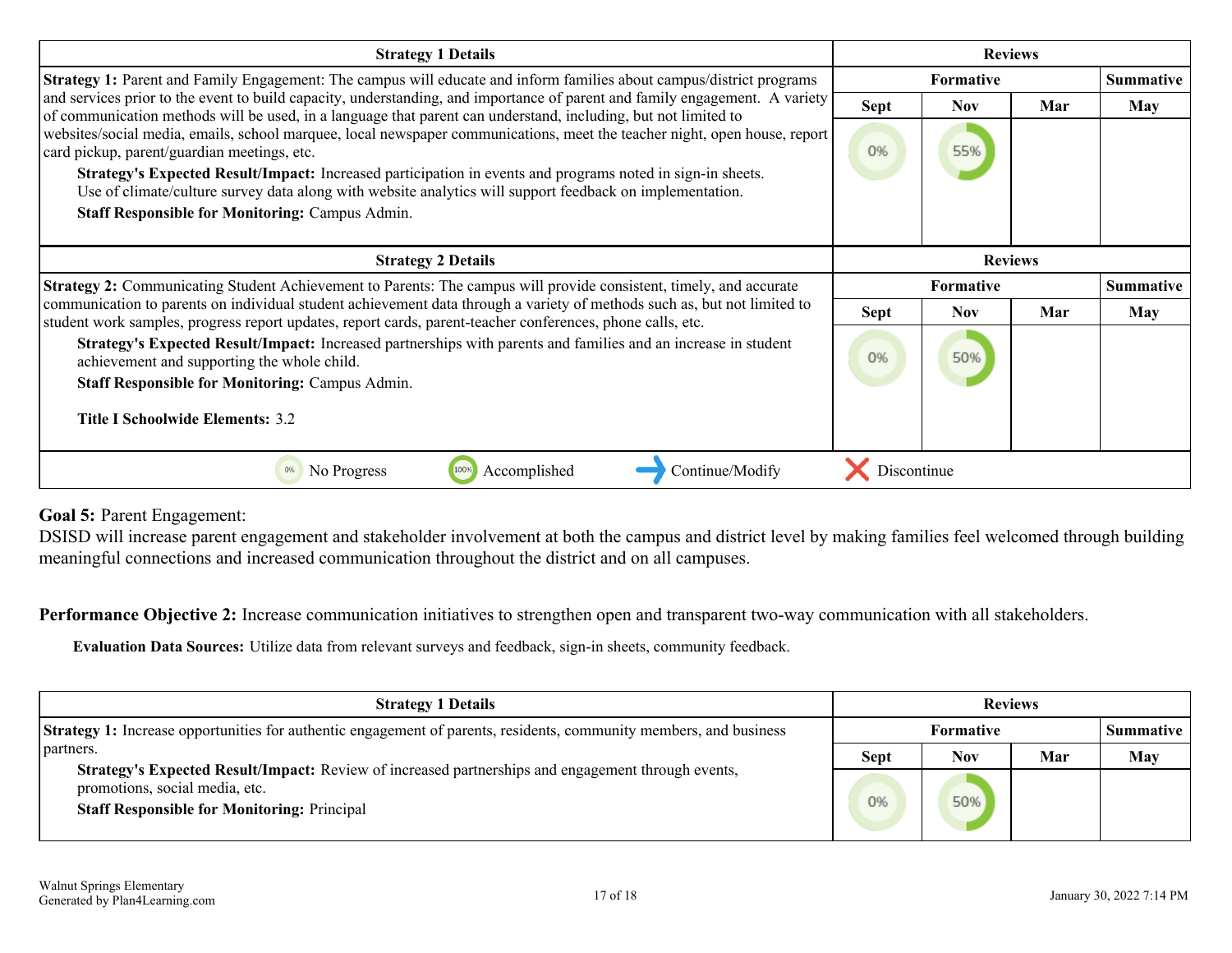| Strategy 1 Details | Reviews | | | |
|---|---|---|---|---|
| | Formative | | | Summative |
| | Sept | Nov | Mar | May |
| **Strategy 1:** Parent and Family Engagement: The campus will educate and inform families about campus/district programs and services prior to the event to build capacity, understanding, and importance of parent and family engagement. A variety of communication methods will be used, in a language that parent can understand, including, but not limited to websites/social media, emails, school marquee, local newspaper communications, meet the teacher night, open house, report card pickup, parent/guardian meetings, etc.<br>**Strategy's Expected Result/Impact:** Increased participation in events and programs noted in sign-in sheets. Use of climate/culture survey data along with website analytics will support feedback on implementation.<br>**Staff Responsible for Monitoring:** Campus Admin. | 0% | 55% | | |

| Strategy 2 Details | Reviews | | | |
|---|---|---|---|---|
| | Formative | | | Summative |
| | Sept | Nov | Mar | May |
| **Strategy 2:** Communicating Student Achievement to Parents: The campus will provide consistent, timely, and accurate communication to parents on individual student achievement data through a variety of methods such as, but not limited to student work samples, progress report updates, report cards, parent-teacher conferences, phone calls, etc.<br>**Strategy's Expected Result/Impact:** Increased partnerships with parents and families and an increase in student achievement and supporting the whole child.<br>**Staff Responsible for Monitoring:** Campus Admin.<br><br>**Title I Schoolwide Elements:** 3.2 | 0% | 50% | | |

0% No Progress | 100% Accomplished | → Continue/Modify | ✗ Discontinue

**Goal 5:** Parent Engagement:

DSISD will increase parent engagement and stakeholder involvement at both the campus and district level by making families feel welcomed through building meaningful connections and increased communication throughout the district and on all campuses.

**Performance Objective 2:** Increase communication initiatives to strengthen open and transparent two-way communication with all stakeholders.

**Evaluation Data Sources:** Utilize data from relevant surveys and feedback, sign-in sheets, community feedback.

| Strategy 1 Details | Reviews | | | |
|---|---|---|---|---|
| | Formative | | | Summative |
| | Sept | Nov | Mar | May |
| **Strategy 1:** Increase opportunities for authentic engagement of parents, residents, community members, and business partners.<br>**Strategy's Expected Result/Impact:** Review of increased partnerships and engagement through events, promotions, social media, etc.<br>**Staff Responsible for Monitoring:** Principal | 0% | 50% | | |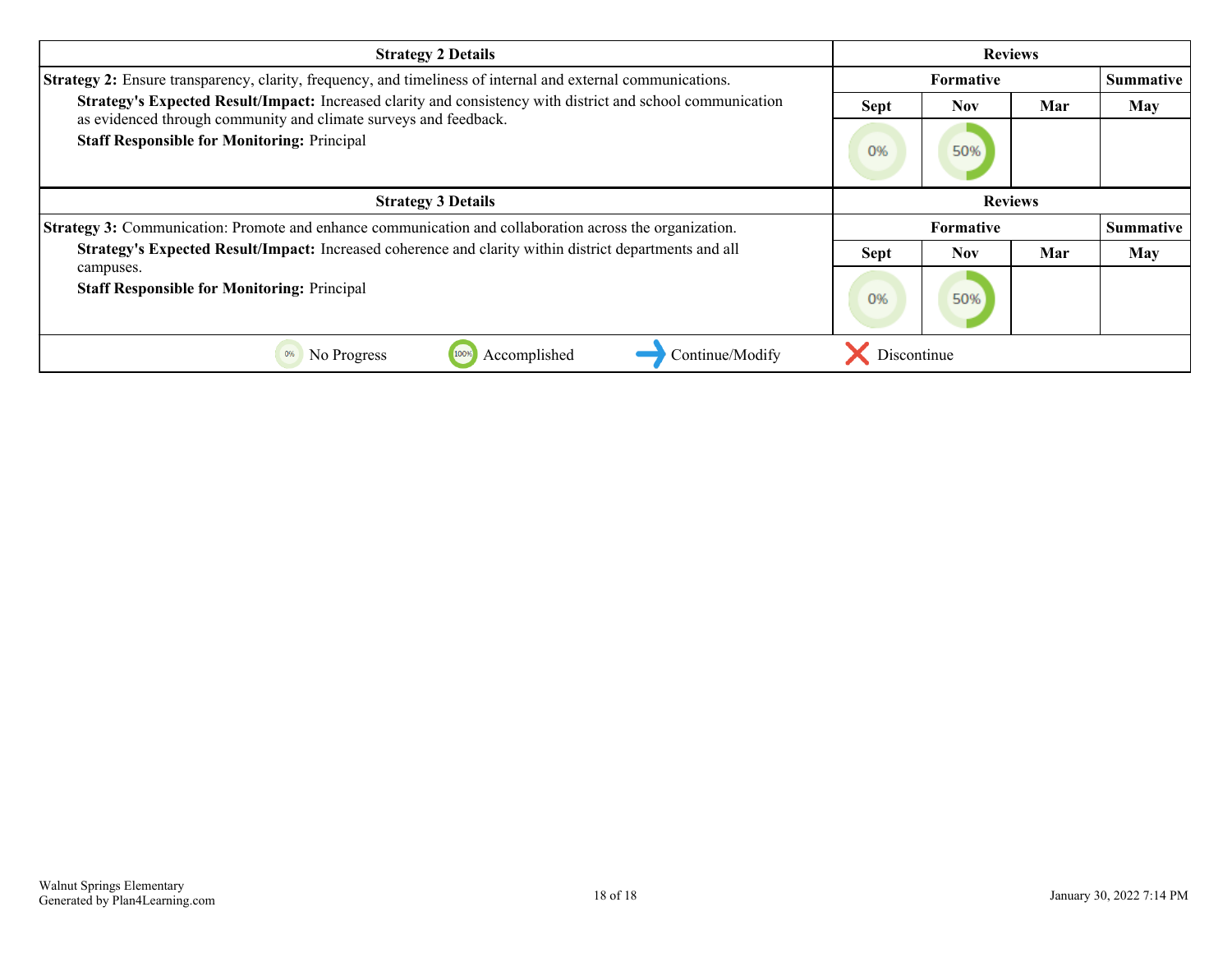| Strategy 2 Details | Reviews | | | |
|---|---|---|---|---|
| | Formative | | | Summative |
| **Strategy 2:** Ensure transparency, clarity, frequency, and timeliness of internal and external communications. **Strategy's Expected Result/Impact:** Increased clarity and consistency with district and school communication as evidenced through community and climate surveys and feedback. **Staff Responsible for Monitoring:** Principal | Sept | Nov | Mar | May |
| | 0% | 50% | | |

| Strategy 3 Details | Reviews | | | |
|---|---|---|---|---|
| | Formative | | | Summative |
| **Strategy 3:** Communication: Promote and enhance communication and collaboration across the organization. **Strategy's Expected Result/Impact:** Increased coherence and clarity within district departments and all campuses. **Staff Responsible for Monitoring:** Principal | Sept | Nov | Mar | May |
| | 0% | 50% | | |

0% No Progress | 100% Accomplished | Continue/Modify | Discontinue